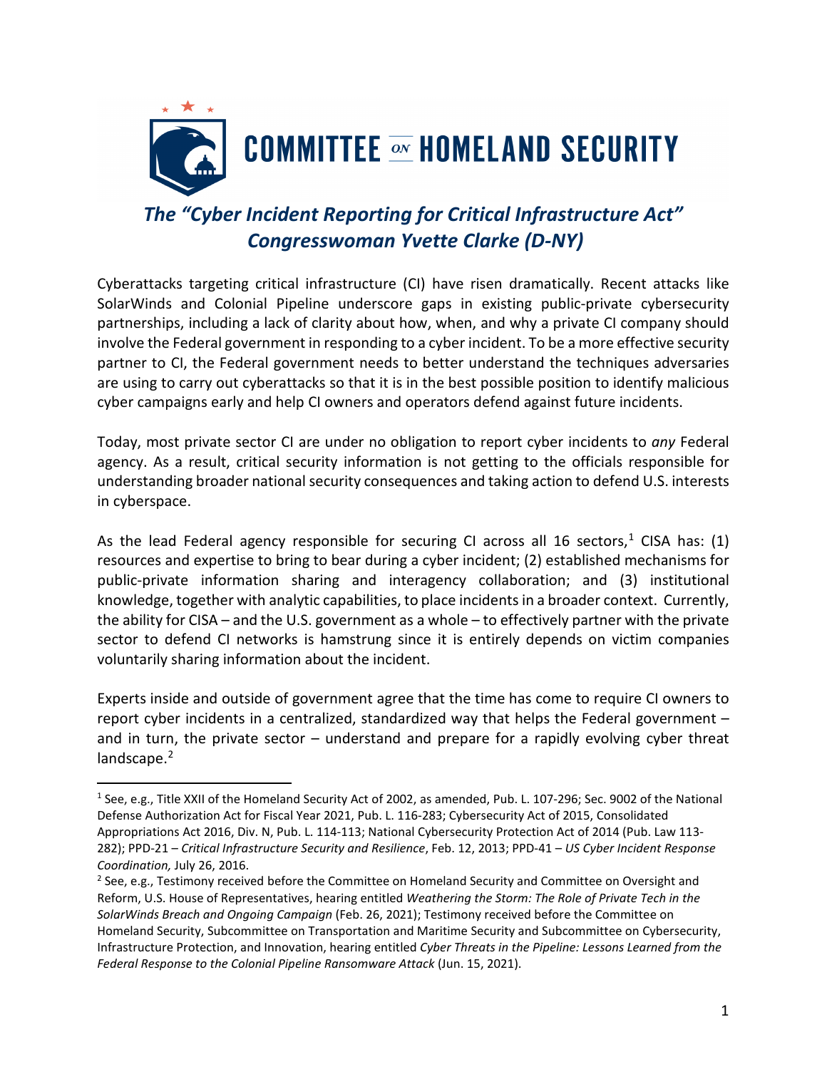# COMMITTEE ON HOMELAND SECURITY

## *The "Cyber Incident Reporting for Critical Infrastructure Act"*
## *Congresswoman Yvette Clarke (D-NY)*

Cyberattacks targeting critical infrastructure (CI) have risen dramatically. Recent attacks like SolarWinds and Colonial Pipeline underscore gaps in existing public-private cybersecurity partnerships, including a lack of clarity about how, when, and why a private CI company should involve the Federal government in responding to a cyber incident. To be a more effective security partner to CI, the Federal government needs to better understand the techniques adversaries are using to carry out cyberattacks so that it is in the best possible position to identify malicious cyber campaigns early and help CI owners and operators defend against future incidents.

Today, most private sector CI are under no obligation to report cyber incidents to *any* Federal agency. As a result, critical security information is not getting to the officials responsible for understanding broader national security consequences and taking action to defend U.S. interests in cyberspace.

As the lead Federal agency responsible for securing CI across all 16 sectors,[1] CISA has: (1) resources and expertise to bring to bear during a cyber incident; (2) established mechanisms for public-private information sharing and interagency collaboration; and (3) institutional knowledge, together with analytic capabilities, to place incidents in a broader context. Currently, the ability for CISA – and the U.S. government as a whole – to effectively partner with the private sector to defend CI networks is hamstrung since it is entirely depends on victim companies voluntarily sharing information about the incident.

Experts inside and outside of government agree that the time has come to require CI owners to report cyber incidents in a centralized, standardized way that helps the Federal government – and in turn, the private sector – understand and prepare for a rapidly evolving cyber threat landscape.[2]

---

[1] See, e.g., Title XXII of the Homeland Security Act of 2002, as amended, Pub. L. 107-296; Sec. 9002 of the National Defense Authorization Act for Fiscal Year 2021, Pub. L. 116-283; Cybersecurity Act of 2015, Consolidated Appropriations Act 2016, Div. N, Pub. L. 114-113; National Cybersecurity Protection Act of 2014 (Pub. Law 113-282); PPD-21 – *Critical Infrastructure Security and Resilience*, Feb. 12, 2013; PPD-41 – *US Cyber Incident Response Coordination,* July 26, 2016.

[2] See, e.g., Testimony received before the Committee on Homeland Security and Committee on Oversight and Reform, U.S. House of Representatives, hearing entitled *Weathering the Storm: The Role of Private Tech in the SolarWinds Breach and Ongoing Campaign* (Feb. 26, 2021); Testimony received before the Committee on Homeland Security, Subcommittee on Transportation and Maritime Security and Subcommittee on Cybersecurity, Infrastructure Protection, and Innovation, hearing entitled *Cyber Threats in the Pipeline: Lessons Learned from the Federal Response to the Colonial Pipeline Ransomware Attack* (Jun. 15, 2021).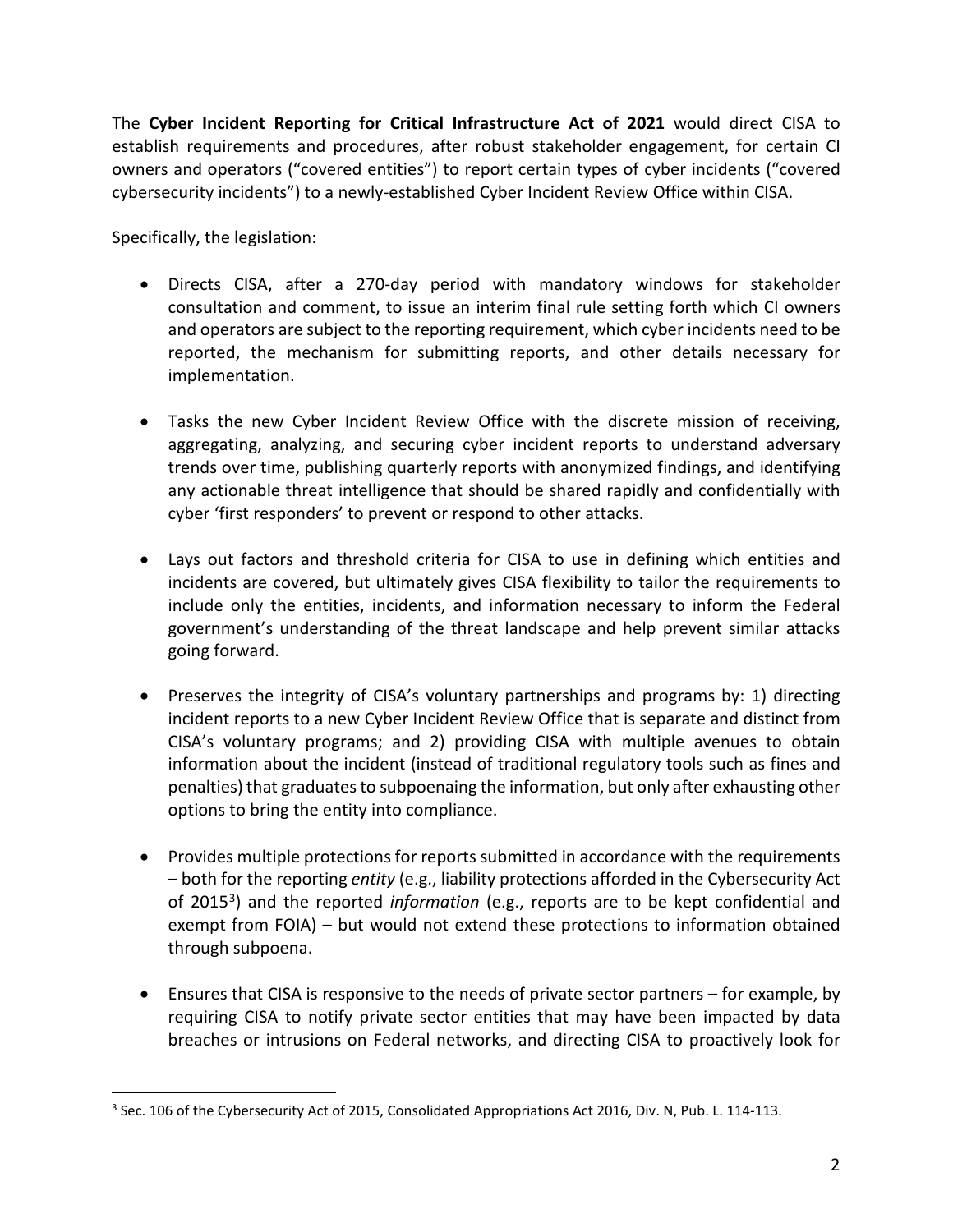The **Cyber Incident Reporting for Critical Infrastructure Act of 2021** would direct CISA to establish requirements and procedures, after robust stakeholder engagement, for certain CI owners and operators ("covered entities") to report certain types of cyber incidents ("covered cybersecurity incidents") to a newly-established Cyber Incident Review Office within CISA.

Specifically, the legislation:

- Directs CISA, after a 270-day period with mandatory windows for stakeholder consultation and comment, to issue an interim final rule setting forth which CI owners and operators are subject to the reporting requirement, which cyber incidents need to be reported, the mechanism for submitting reports, and other details necessary for implementation.

- Tasks the new Cyber Incident Review Office with the discrete mission of receiving, aggregating, analyzing, and securing cyber incident reports to understand adversary trends over time, publishing quarterly reports with anonymized findings, and identifying any actionable threat intelligence that should be shared rapidly and confidentially with cyber 'first responders' to prevent or respond to other attacks.

- Lays out factors and threshold criteria for CISA to use in defining which entities and incidents are covered, but ultimately gives CISA flexibility to tailor the requirements to include only the entities, incidents, and information necessary to inform the Federal government's understanding of the threat landscape and help prevent similar attacks going forward.

- Preserves the integrity of CISA's voluntary partnerships and programs by: 1) directing incident reports to a new Cyber Incident Review Office that is separate and distinct from CISA's voluntary programs; and 2) providing CISA with multiple avenues to obtain information about the incident (instead of traditional regulatory tools such as fines and penalties) that graduates to subpoenaing the information, but only after exhausting other options to bring the entity into compliance.

- Provides multiple protections for reports submitted in accordance with the requirements – both for the reporting *entity* (e.g., liability protections afforded in the Cybersecurity Act of 2015[3]) and the reported *information* (e.g., reports are to be kept confidential and exempt from FOIA) – but would not extend these protections to information obtained through subpoena.

- Ensures that CISA is responsive to the needs of private sector partners – for example, by requiring CISA to notify private sector entities that may have been impacted by data breaches or intrusions on Federal networks, and directing CISA to proactively look for

[3] Sec. 106 of the Cybersecurity Act of 2015, Consolidated Appropriations Act 2016, Div. N, Pub. L. 114-113.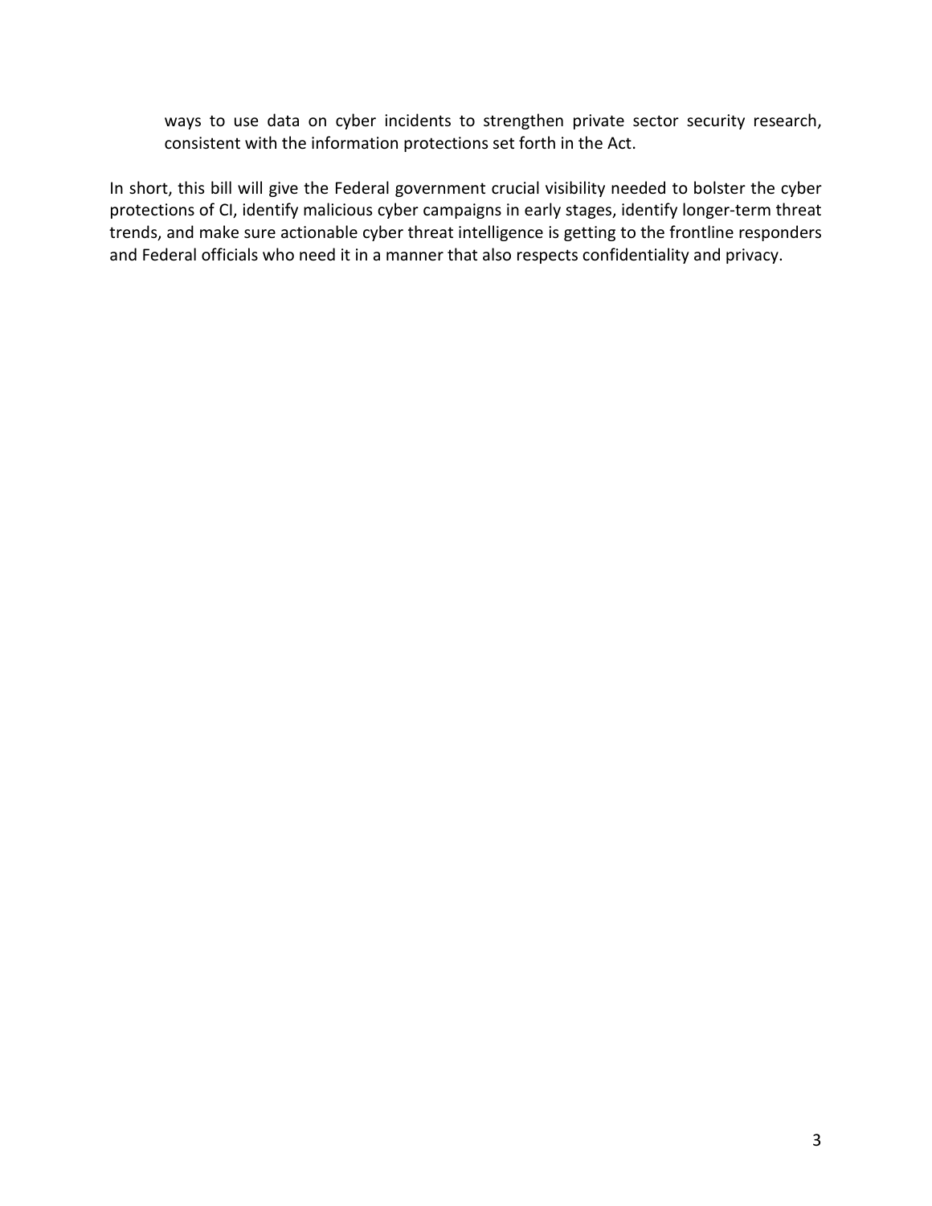ways to use data on cyber incidents to strengthen private sector security research, consistent with the information protections set forth in the Act.

In short, this bill will give the Federal government crucial visibility needed to bolster the cyber protections of CI, identify malicious cyber campaigns in early stages, identify longer-term threat trends, and make sure actionable cyber threat intelligence is getting to the frontline responders and Federal officials who need it in a manner that also respects confidentiality and privacy.